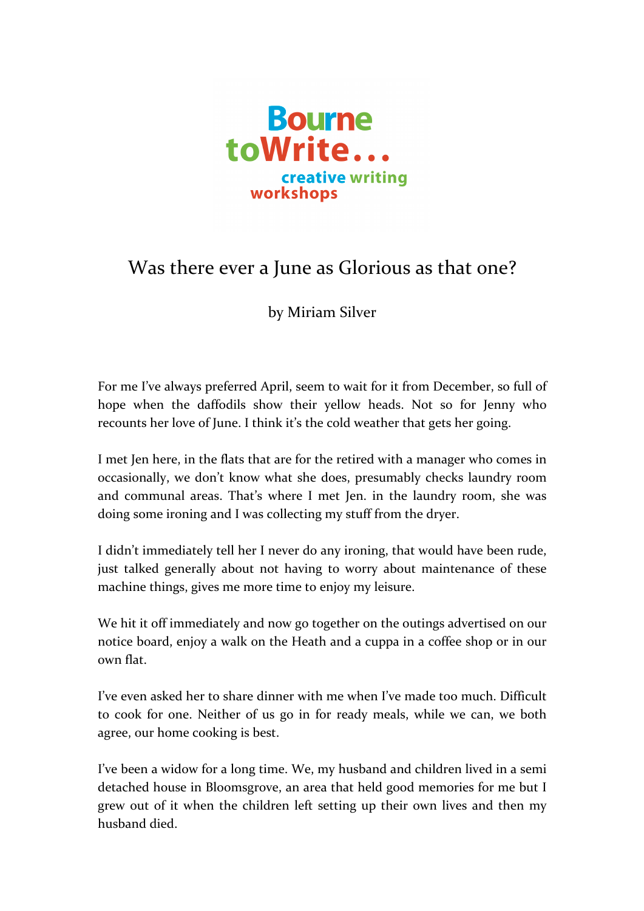Bourne toWrite...

creative writing workshops

# Was there ever a June as Glorious as that one?

by Miriam Silver

For me I've always preferred April, seem to wait for it from December, so full of hope when the daffodils show their yellow heads. Not so for Jenny who recounts her love of June. I think it's the cold weather that gets her going.

I met Jen here, in the flats that are for the retired with a manager who comes in occasionally, we don't know what she does, presumably checks laundry room and communal areas. That's where I met Jen. in the laundry room, she was doing some ironing and I was collecting my stuff from the dryer.

I didn't immediately tell her I never do any ironing, that would have been rude, just talked generally about not having to worry about maintenance of these machine things, gives me more time to enjoy my leisure.

We hit it off immediately and now go together on the outings advertised on our notice board, enjoy a walk on the Heath and a cuppa in a coffee shop or in our own flat.

I've even asked her to share dinner with me when I've made too much. Difficult to cook for one. Neither of us go in for ready meals, while we can, we both agree, our home cooking is best.

I've been a widow for a long time. We, my husband and children lived in a semi detached house in Bloomsgrove, an area that held good memories for me but I grew out of it when the children left setting up their own lives and then my husband died.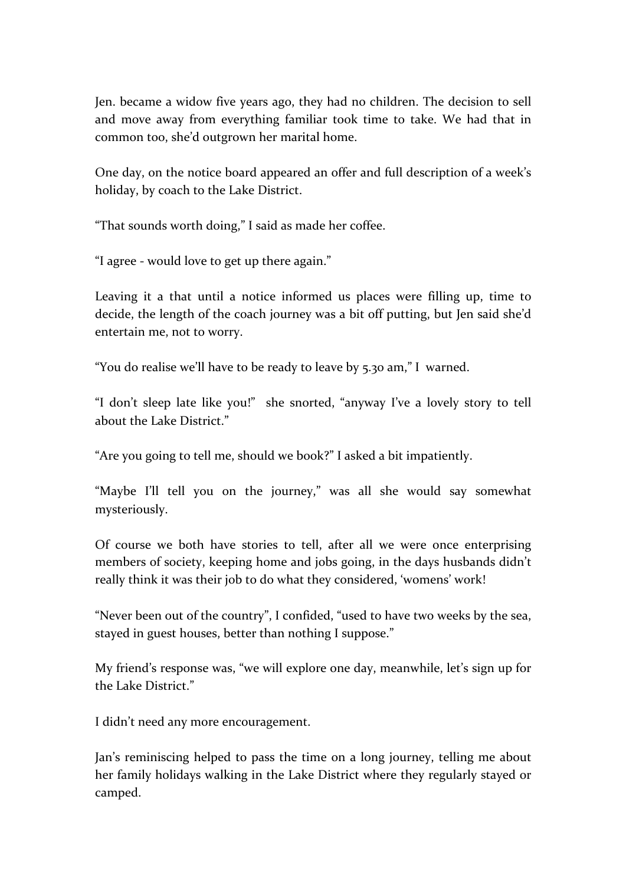Jen. became a widow five years ago, they had no children. The decision to sell and move away from everything familiar took time to take. We had that in common too, she'd outgrown her marital home.

One day, on the notice board appeared an offer and full description of a week's holiday, by coach to the Lake District.

"That sounds worth doing," I said as made her coffee.

"I agree - would love to get up there again."

Leaving it a that until a notice informed us places were filling up, time to decide, the length of the coach journey was a bit off putting, but Jen said she'd entertain me, not to worry.

"You do realise we'll have to be ready to leave by 5.30 am," I warned.

"I don't sleep late like you!" she snorted, "anyway I've a lovely story to tell about the Lake District."

"Are you going to tell me, should we book?" I asked a bit impatiently.

"Maybe I'll tell you on the journey," was all she would say somewhat mysteriously.

Of course we both have stories to tell, after all we were once enterprising members of society, keeping home and jobs going, in the days husbands didn't really think it was their job to do what they considered, 'womens' work!

"Never been out of the country", I confided, "used to have two weeks by the sea, stayed in guest houses, better than nothing I suppose."

My friend's response was, "we will explore one day, meanwhile, let's sign up for the Lake District."

I didn't need any more encouragement.

Jan's reminiscing helped to pass the time on a long journey, telling me about her family holidays walking in the Lake District where they regularly stayed or camped.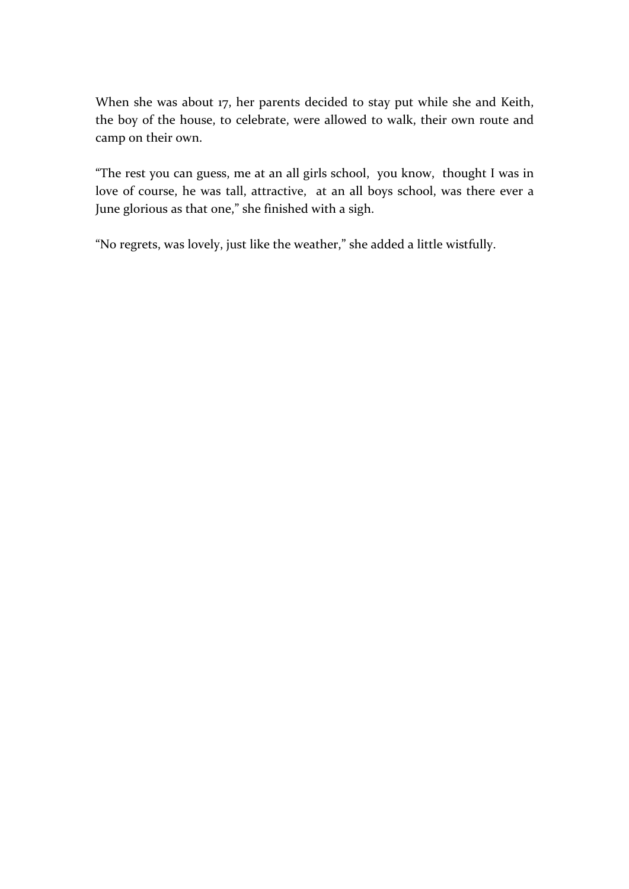When she was about 17, her parents decided to stay put while she and Keith, the boy of the house, to celebrate, were allowed to walk, their own route and camp on their own.

"The rest you can guess, me at an all girls school, you know, thought I was in love of course, he was tall, attractive, at an all boys school, was there ever a June glorious as that one," she finished with a sigh.

"No regrets, was lovely, just like the weather," she added a little wistfully.